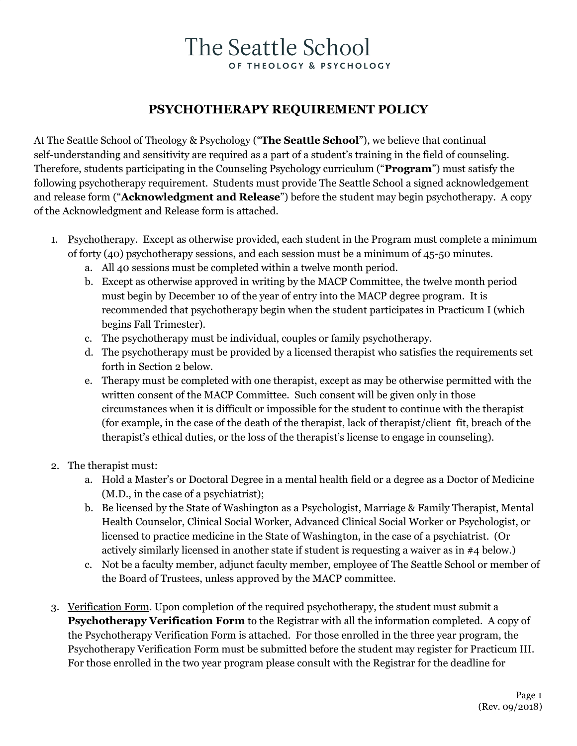# The Seattle School
OF THEOLOGY & PSYCHOLOGY

## PSYCHOTHERAPY REQUIREMENT POLICY

At The Seattle School of Theology & Psychology ("**The Seattle School**"), we believe that continual self-understanding and sensitivity are required as a part of a student's training in the field of counseling. Therefore, students participating in the Counseling Psychology curriculum ("**Program**") must satisfy the following psychotherapy requirement. Students must provide The Seattle School a signed acknowledgement and release form ("**Acknowledgment and Release**") before the student may begin psychotherapy. A copy of the Acknowledgment and Release form is attached.

1. Psychotherapy. Except as otherwise provided, each student in the Program must complete a minimum of forty (40) psychotherapy sessions, and each session must be a minimum of 45-50 minutes.
   a. All 40 sessions must be completed within a twelve month period.
   b. Except as otherwise approved in writing by the MACP Committee, the twelve month period must begin by December 10 of the year of entry into the MACP degree program. It is recommended that psychotherapy begin when the student participates in Practicum I (which begins Fall Trimester).
   c. The psychotherapy must be individual, couples or family psychotherapy.
   d. The psychotherapy must be provided by a licensed therapist who satisfies the requirements set forth in Section 2 below.
   e. Therapy must be completed with one therapist, except as may be otherwise permitted with the written consent of the MACP Committee. Such consent will be given only in those circumstances when it is difficult or impossible for the student to continue with the therapist (for example, in the case of the death of the therapist, lack of therapist/client fit, breach of the therapist's ethical duties, or the loss of the therapist's license to engage in counseling).

2. The therapist must:
   a. Hold a Master's or Doctoral Degree in a mental health field or a degree as a Doctor of Medicine (M.D., in the case of a psychiatrist);
   b. Be licensed by the State of Washington as a Psychologist, Marriage & Family Therapist, Mental Health Counselor, Clinical Social Worker, Advanced Clinical Social Worker or Psychologist, or licensed to practice medicine in the State of Washington, in the case of a psychiatrist. (Or actively similarly licensed in another state if student is requesting a waiver as in #4 below.)
   c. Not be a faculty member, adjunct faculty member, employee of The Seattle School or member of the Board of Trustees, unless approved by the MACP committee.

3. Verification Form. Upon completion of the required psychotherapy, the student must submit a **Psychotherapy Verification Form** to the Registrar with all the information completed. A copy of the Psychotherapy Verification Form is attached. For those enrolled in the three year program, the Psychotherapy Verification Form must be submitted before the student may register for Practicum III. For those enrolled in the two year program please consult with the Registrar for the deadline for

(Rev. 09/2018)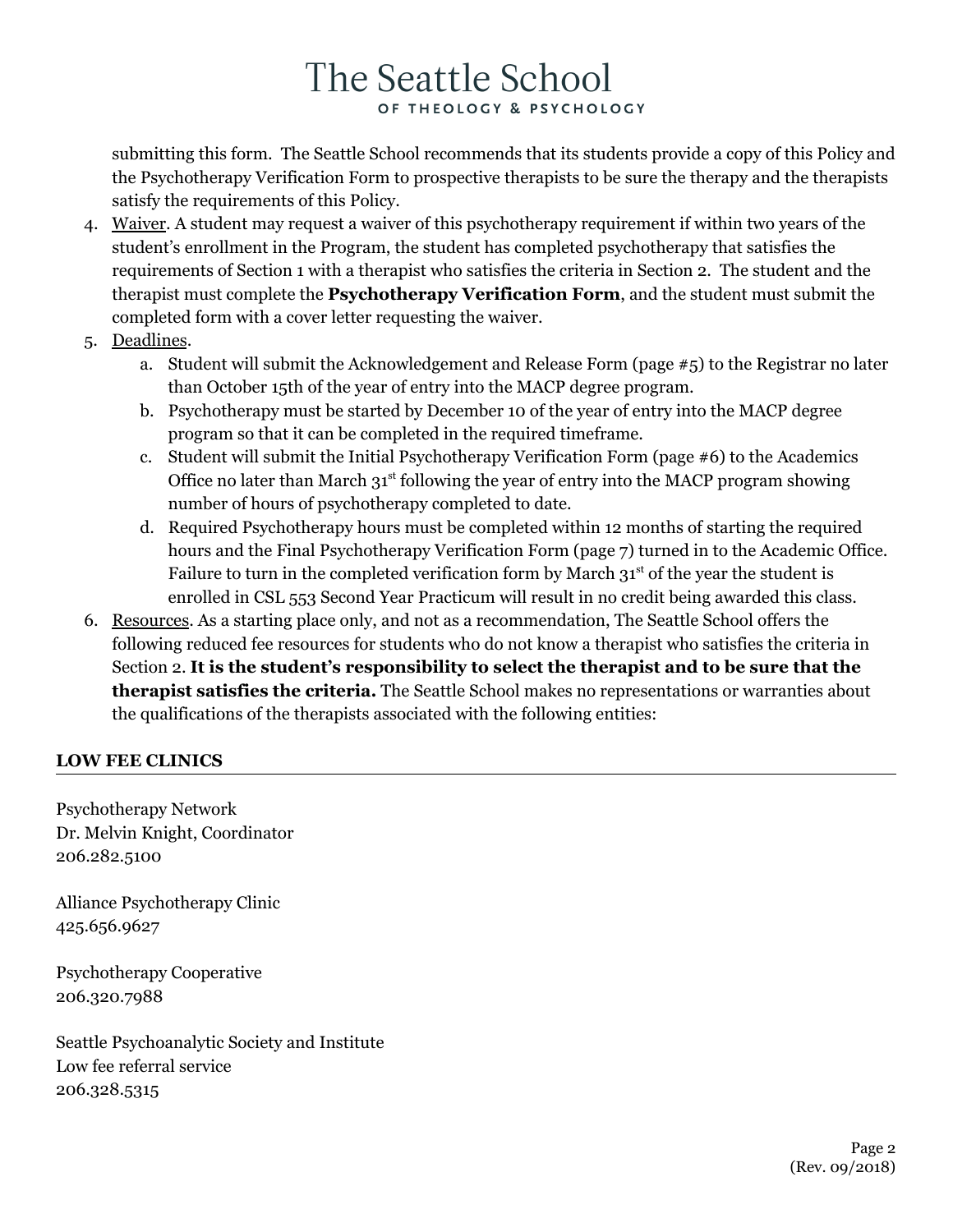submitting this form. The Seattle School recommends that its students provide a copy of this Policy and the Psychotherapy Verification Form to prospective therapists to be sure the therapy and the therapists satisfy the requirements of this Policy.

4. Waiver. A student may request a waiver of this psychotherapy requirement if within two years of the student's enrollment in the Program, the student has completed psychotherapy that satisfies the requirements of Section 1 with a therapist who satisfies the criteria in Section 2. The student and the therapist must complete the **Psychotherapy Verification Form**, and the student must submit the completed form with a cover letter requesting the waiver.
5. Deadlines.
   a. Student will submit the Acknowledgement and Release Form (page #5) to the Registrar no later than October 15th of the year of entry into the MACP degree program.
   b. Psychotherapy must be started by December 10 of the year of entry into the MACP degree program so that it can be completed in the required timeframe.
   c. Student will submit the Initial Psychotherapy Verification Form (page #6) to the Academics Office no later than March 31st following the year of entry into the MACP program showing number of hours of psychotherapy completed to date.
   d. Required Psychotherapy hours must be completed within 12 months of starting the required hours and the Final Psychotherapy Verification Form (page 7) turned in to the Academic Office. Failure to turn in the completed verification form by March 31st of the year the student is enrolled in CSL 553 Second Year Practicum will result in no credit being awarded this class.
6. Resources. As a starting place only, and not as a recommendation, The Seattle School offers the following reduced fee resources for students who do not know a therapist who satisfies the criteria in Section 2. **It is the student's responsibility to select the therapist and to be sure that the therapist satisfies the criteria.** The Seattle School makes no representations or warranties about the qualifications of the therapists associated with the following entities:

**LOW FEE CLINICS**

Psychotherapy Network
Dr. Melvin Knight, Coordinator
206.282.5100

Alliance Psychotherapy Clinic
425.656.9627

Psychotherapy Cooperative
206.320.7988

Seattle Psychoanalytic Society and Institute
Low fee referral service
206.328.5315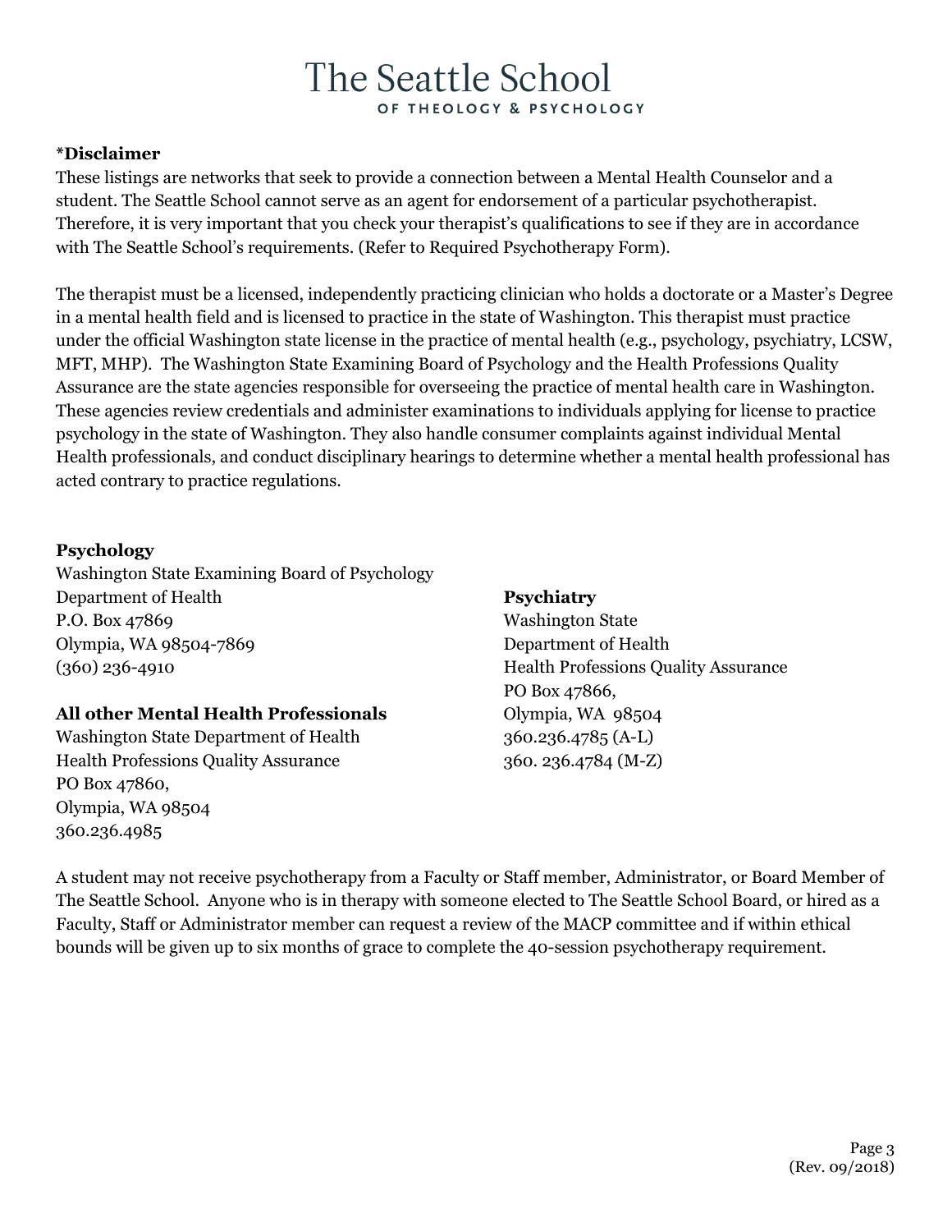# The Seattle School

OF THEOLOGY & PSYCHOLOGY

**\*Disclaimer**

These listings are networks that seek to provide a connection between a Mental Health Counselor and a student. The Seattle School cannot serve as an agent for endorsement of a particular psychotherapist. Therefore, it is very important that you check your therapist's qualifications to see if they are in accordance with The Seattle School's requirements. (Refer to Required Psychotherapy Form).

The therapist must be a licensed, independently practicing clinician who holds a doctorate or a Master's Degree in a mental health field and is licensed to practice in the state of Washington. This therapist must practice under the official Washington state license in the practice of mental health (e.g., psychology, psychiatry, LCSW, MFT, MHP). The Washington State Examining Board of Psychology and the Health Professions Quality Assurance are the state agencies responsible for overseeing the practice of mental health care in Washington. These agencies review credentials and administer examinations to individuals applying for license to practice psychology in the state of Washington. They also handle consumer complaints against individual Mental Health professionals, and conduct disciplinary hearings to determine whether a mental health professional has acted contrary to practice regulations.

**Psychology**

Washington State Examining Board of Psychology
Department of Health
P.O. Box 47869
Olympia, WA 98504-7869
(360) 236-4910

**All other Mental Health Professionals**

Washington State Department of Health
Health Professions Quality Assurance
PO Box 47860,
Olympia, WA 98504
360.236.4985

**Psychiatry**

Washington State
Department of Health
Health Professions Quality Assurance
PO Box 47866,
Olympia, WA 98504
360.236.4785 (A-L)
360. 236.4784 (M-Z)

A student may not receive psychotherapy from a Faculty or Staff member, Administrator, or Board Member of The Seattle School. Anyone who is in therapy with someone elected to The Seattle School Board, or hired as a Faculty, Staff or Administrator member can request a review of the MACP committee and if within ethical bounds will be given up to six months of grace to complete the 40-session psychotherapy requirement.

(Rev. 09/2018)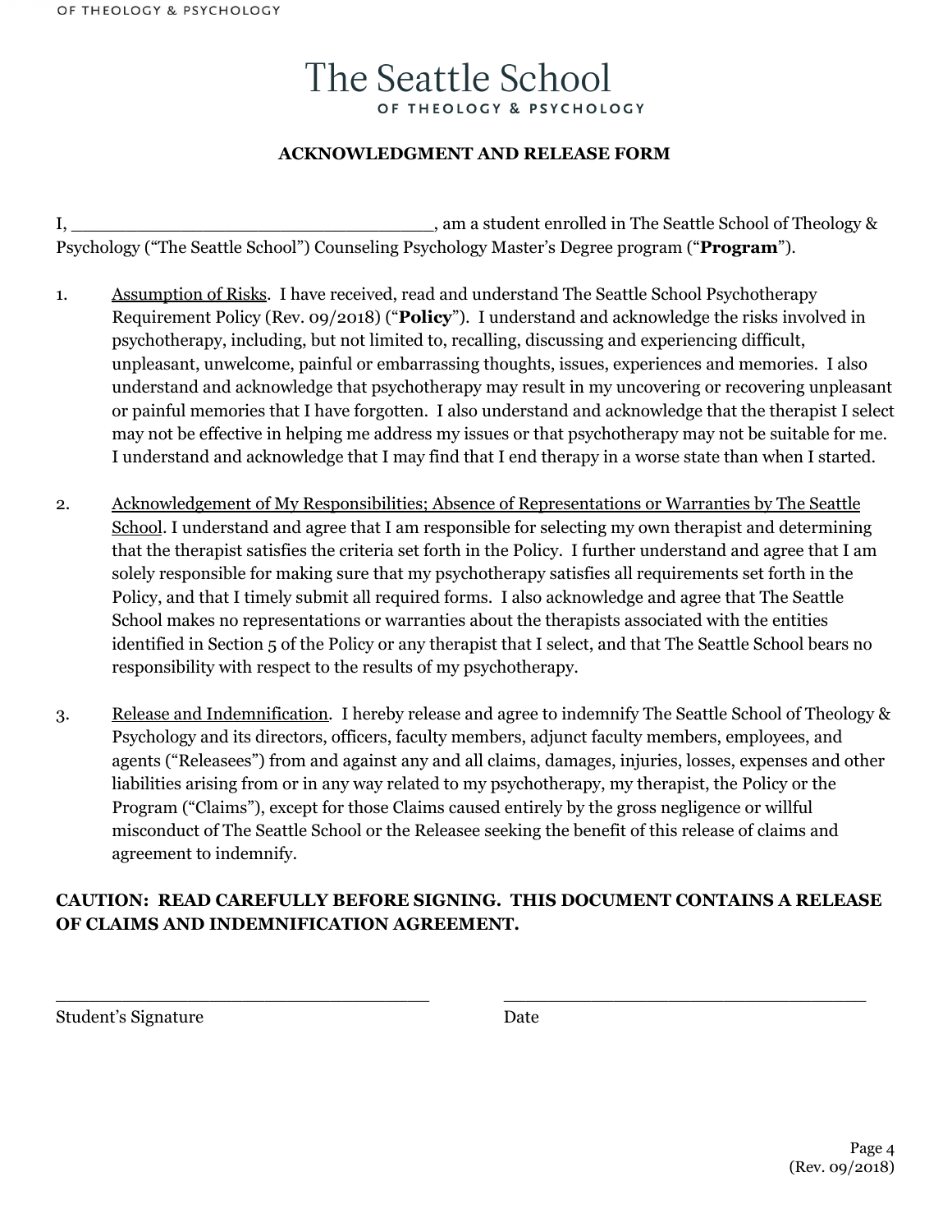The Seattle School
OF THEOLOGY & PSYCHOLOGY

**ACKNOWLEDGMENT AND RELEASE FORM**

I, ________________________________, am a student enrolled in The Seattle School of Theology & Psychology ("The Seattle School") Counseling Psychology Master's Degree program ("**Program**").

1. Assumption of Risks. I have received, read and understand The Seattle School Psychotherapy Requirement Policy (Rev. 09/2018) ("**Policy**"). I understand and acknowledge the risks involved in psychotherapy, including, but not limited to, recalling, discussing and experiencing difficult, unpleasant, unwelcome, painful or embarrassing thoughts, issues, experiences and memories. I also understand and acknowledge that psychotherapy may result in my uncovering or recovering unpleasant or painful memories that I have forgotten. I also understand and acknowledge that the therapist I select may not be effective in helping me address my issues or that psychotherapy may not be suitable for me. I understand and acknowledge that I may find that I end therapy in a worse state than when I started.

2. Acknowledgement of My Responsibilities; Absence of Representations or Warranties by The Seattle School. I understand and agree that I am responsible for selecting my own therapist and determining that the therapist satisfies the criteria set forth in the Policy. I further understand and agree that I am solely responsible for making sure that my psychotherapy satisfies all requirements set forth in the Policy, and that I timely submit all required forms. I also acknowledge and agree that The Seattle School makes no representations or warranties about the therapists associated with the entities identified in Section 5 of the Policy or any therapist that I select, and that The Seattle School bears no responsibility with respect to the results of my psychotherapy.

3. Release and Indemnification. I hereby release and agree to indemnify The Seattle School of Theology & Psychology and its directors, officers, faculty members, adjunct faculty members, employees, and agents ("Releasees") from and against any and all claims, damages, injuries, losses, expenses and other liabilities arising from or in any way related to my psychotherapy, my therapist, the Policy or the Program ("Claims"), except for those Claims caused entirely by the gross negligence or willful misconduct of The Seattle School or the Releasee seeking the benefit of this release of claims and agreement to indemnify.

**CAUTION: READ CAREFULLY BEFORE SIGNING. THIS DOCUMENT CONTAINS A RELEASE OF CLAIMS AND INDEMNIFICATION AGREEMENT.**

________________________________  ________________________________
Student's Signature  Date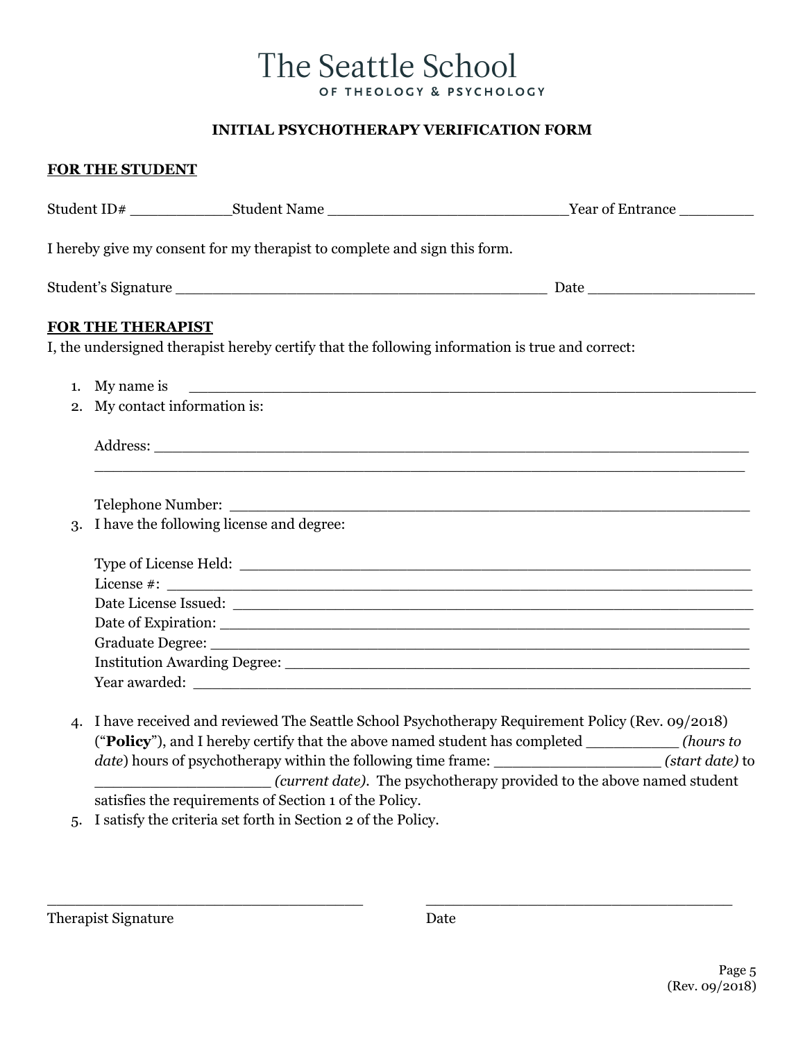# The Seattle School

OF THEOLOGY & PSYCHOLOGY

## INITIAL PSYCHOTHERAPY VERIFICATION FORM

**FOR THE STUDENT**

Student ID# ___________Student Name _________________________Year of Entrance ________

I hereby give my consent for my therapist to complete and sign this form.

Student's Signature ________________________________________ Date _________________

**FOR THE THERAPIST**

I, the undersigned therapist hereby certify that the following information is true and correct:

1. My name is ____________________________________________________________
2. My contact information is:

   Address: _______________________________________________________________
   _______________________________________________________________________

   Telephone Number: ______________________________________________________
3. I have the following license and degree:

   Type of License Held: ____________________________________________________
   License #: _____________________________________________________________
   Date License Issued: _____________________________________________________
   Date of Expiration: ______________________________________________________
   Graduate Degree: ________________________________________________________
   Institution Awarding Degree: ______________________________________________
   Year awarded: __________________________________________________________

4. I have received and reviewed The Seattle School Psychotherapy Requirement Policy (Rev. 09/2018) ("**Policy**"), and I hereby certify that the above named student has completed _________ *(hours to date)* hours of psychotherapy within the following time frame: _________________ *(start date)* to __________________ *(current date)*. The psychotherapy provided to the above named student satisfies the requirements of Section 1 of the Policy.
5. I satisfy the criteria set forth in Section 2 of the Policy.

_________________________________ _________________________________

Therapist Signature Date

(Rev. 09/2018)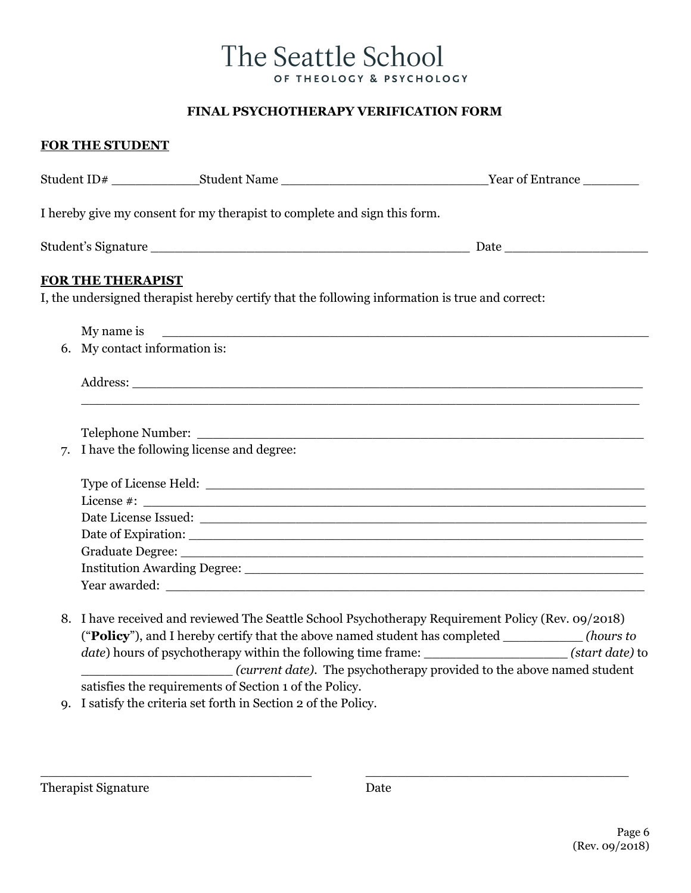The Seattle School
OF THEOLOGY & PSYCHOLOGY

**FINAL PSYCHOTHERAPY VERIFICATION FORM**

**FOR THE STUDENT**

Student ID# ____________Student Name ___________________________Year of Entrance ________

I hereby give my consent for my therapist to complete and sign this form.

Student's Signature __________________________________________ Date ___________________

**FOR THE THERAPIST**

I, the undersigned therapist hereby certify that the following information is true and correct:

My name is ________________________________________________________________

6. My contact information is:

   Address: ____________________________________________________________________
   ____________________________________________________________________________

   Telephone Number: ____________________________________________________________

7. I have the following license and degree:

   Type of License Held: __________________________________________________________
   License #: ____________________________________________________________________
   Date License Issued: ___________________________________________________________
   Date of Expiration: ____________________________________________________________
   Graduate Degree: ______________________________________________________________
   Institution Awarding Degree: ____________________________________________________
   Year awarded: ________________________________________________________________

8. I have received and reviewed The Seattle School Psychotherapy Requirement Policy (Rev. 09/2018) ("**Policy**"), and I hereby certify that the above named student has completed __________ *(hours to date)* hours of psychotherapy within the following time frame: ___________________ *(start date)* to ____________________ *(current date)*. The psychotherapy provided to the above named student satisfies the requirements of Section 1 of the Policy.
9. I satisfy the criteria set forth in Section 2 of the Policy.

___________________________________ ___________________________________

Therapist Signature Date

(Rev. 09/2018)